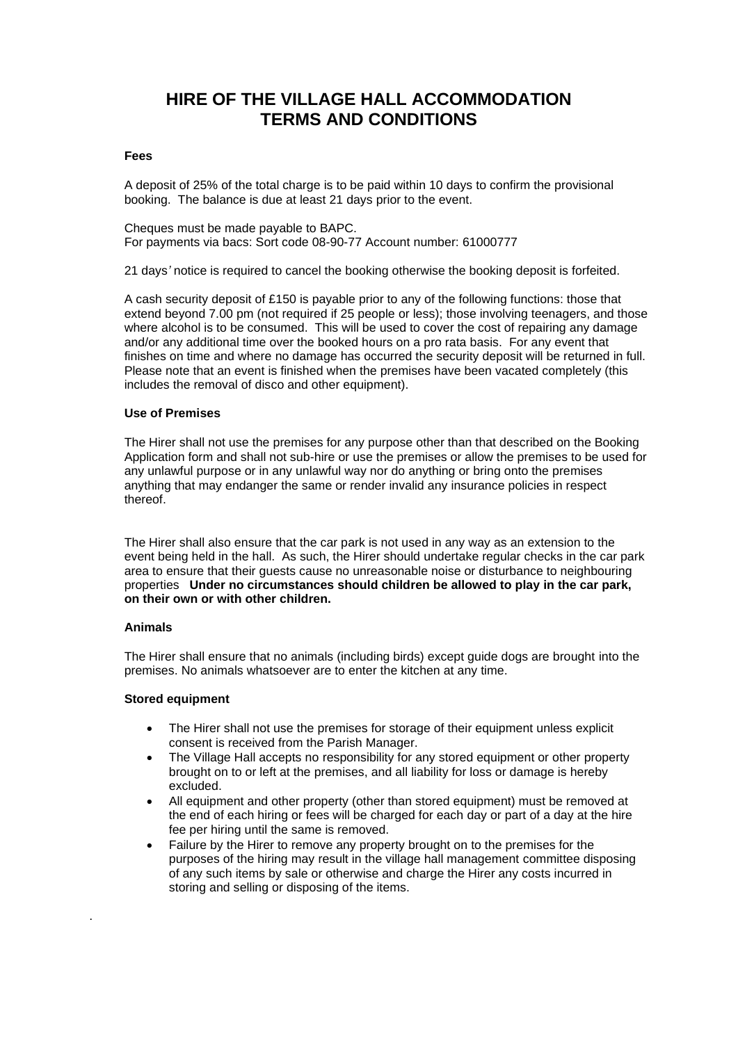# HIRE OF THE VILLAGE HALL ACCOMMODATION TERMS AND CONDITIONS

**Fees**

A deposit of 25% of the total charge is to be paid within 10 days to confirm the provisional booking. The balance is due at least 21 days prior to the event.

Cheques must be made payable to BAPC.
For payments via bacs: Sort code 08-90-77 Account number: 61000777

21 days' notice is required to cancel the booking otherwise the booking deposit is forfeited.

A cash security deposit of £150 is payable prior to any of the following functions: those that extend beyond 7.00 pm (not required if 25 people or less); those involving teenagers, and those where alcohol is to be consumed. This will be used to cover the cost of repairing any damage and/or any additional time over the booked hours on a pro rata basis. For any event that finishes on time and where no damage has occurred the security deposit will be returned in full. Please note that an event is finished when the premises have been vacated completely (this includes the removal of disco and other equipment).

**Use of Premises**

The Hirer shall not use the premises for any purpose other than that described on the Booking Application form and shall not sub-hire or use the premises or allow the premises to be used for any unlawful purpose or in any unlawful way nor do anything or bring onto the premises anything that may endanger the same or render invalid any insurance policies in respect thereof.

The Hirer shall also ensure that the car park is not used in any way as an extension to the event being held in the hall. As such, the Hirer should undertake regular checks in the car park area to ensure that their guests cause no unreasonable noise or disturbance to neighbouring properties **Under no circumstances should children be allowed to play in the car park, on their own or with other children.**

**Animals**

The Hirer shall ensure that no animals (including birds) except guide dogs are brought into the premises. No animals whatsoever are to enter the kitchen at any time.

**Stored equipment**

- The Hirer shall not use the premises for storage of their equipment unless explicit consent is received from the Parish Manager.
- The Village Hall accepts no responsibility for any stored equipment or other property brought on to or left at the premises, and all liability for loss or damage is hereby excluded.
- All equipment and other property (other than stored equipment) must be removed at the end of each hiring or fees will be charged for each day or part of a day at the hire fee per hiring until the same is removed.
- Failure by the Hirer to remove any property brought on to the premises for the purposes of the hiring may result in the village hall management committee disposing of any such items by sale or otherwise and charge the Hirer any costs incurred in storing and selling or disposing of the items.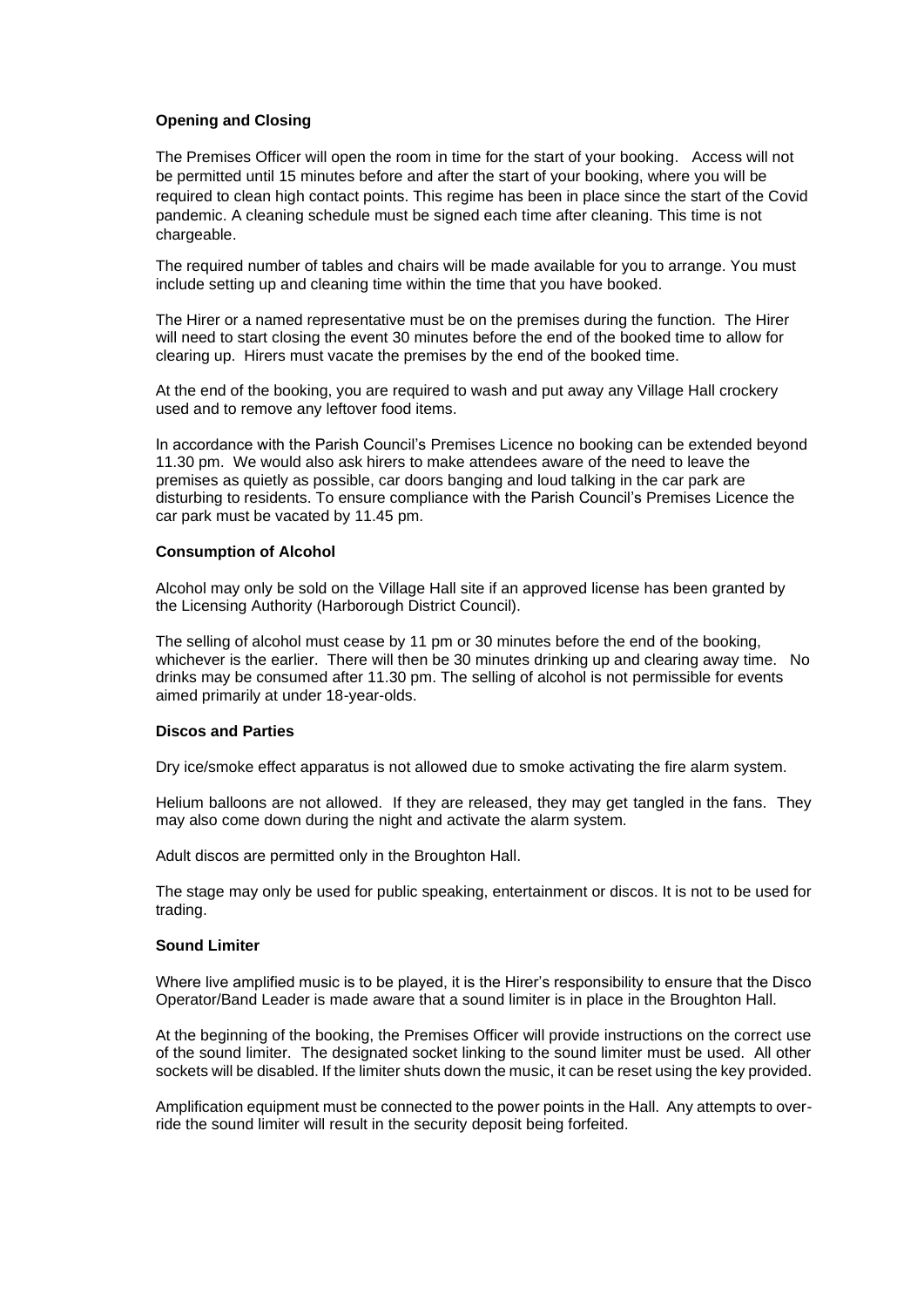**Opening and Closing**

The Premises Officer will open the room in time for the start of your booking. Access will not be permitted until 15 minutes before and after the start of your booking, where you will be required to clean high contact points. This regime has been in place since the start of the Covid pandemic. A cleaning schedule must be signed each time after cleaning. This time is not chargeable.

The required number of tables and chairs will be made available for you to arrange. You must include setting up and cleaning time within the time that you have booked.

The Hirer or a named representative must be on the premises during the function. The Hirer will need to start closing the event 30 minutes before the end of the booked time to allow for clearing up. Hirers must vacate the premises by the end of the booked time.

At the end of the booking, you are required to wash and put away any Village Hall crockery used and to remove any leftover food items.

In accordance with the Parish Council's Premises Licence no booking can be extended beyond 11.30 pm. We would also ask hirers to make attendees aware of the need to leave the premises as quietly as possible, car doors banging and loud talking in the car park are disturbing to residents. To ensure compliance with the Parish Council's Premises Licence the car park must be vacated by 11.45 pm.

**Consumption of Alcohol**

Alcohol may only be sold on the Village Hall site if an approved license has been granted by the Licensing Authority (Harborough District Council).

The selling of alcohol must cease by 11 pm or 30 minutes before the end of the booking, whichever is the earlier. There will then be 30 minutes drinking up and clearing away time. No drinks may be consumed after 11.30 pm. The selling of alcohol is not permissible for events aimed primarily at under 18-year-olds.

**Discos and Parties**

Dry ice/smoke effect apparatus is not allowed due to smoke activating the fire alarm system.

Helium balloons are not allowed. If they are released, they may get tangled in the fans. They may also come down during the night and activate the alarm system.

Adult discos are permitted only in the Broughton Hall.

The stage may only be used for public speaking, entertainment or discos. It is not to be used for trading.

**Sound Limiter**

Where live amplified music is to be played, it is the Hirer's responsibility to ensure that the Disco Operator/Band Leader is made aware that a sound limiter is in place in the Broughton Hall.

At the beginning of the booking, the Premises Officer will provide instructions on the correct use of the sound limiter. The designated socket linking to the sound limiter must be used. All other sockets will be disabled. If the limiter shuts down the music, it can be reset using the key provided.

Amplification equipment must be connected to the power points in the Hall. Any attempts to over-ride the sound limiter will result in the security deposit being forfeited.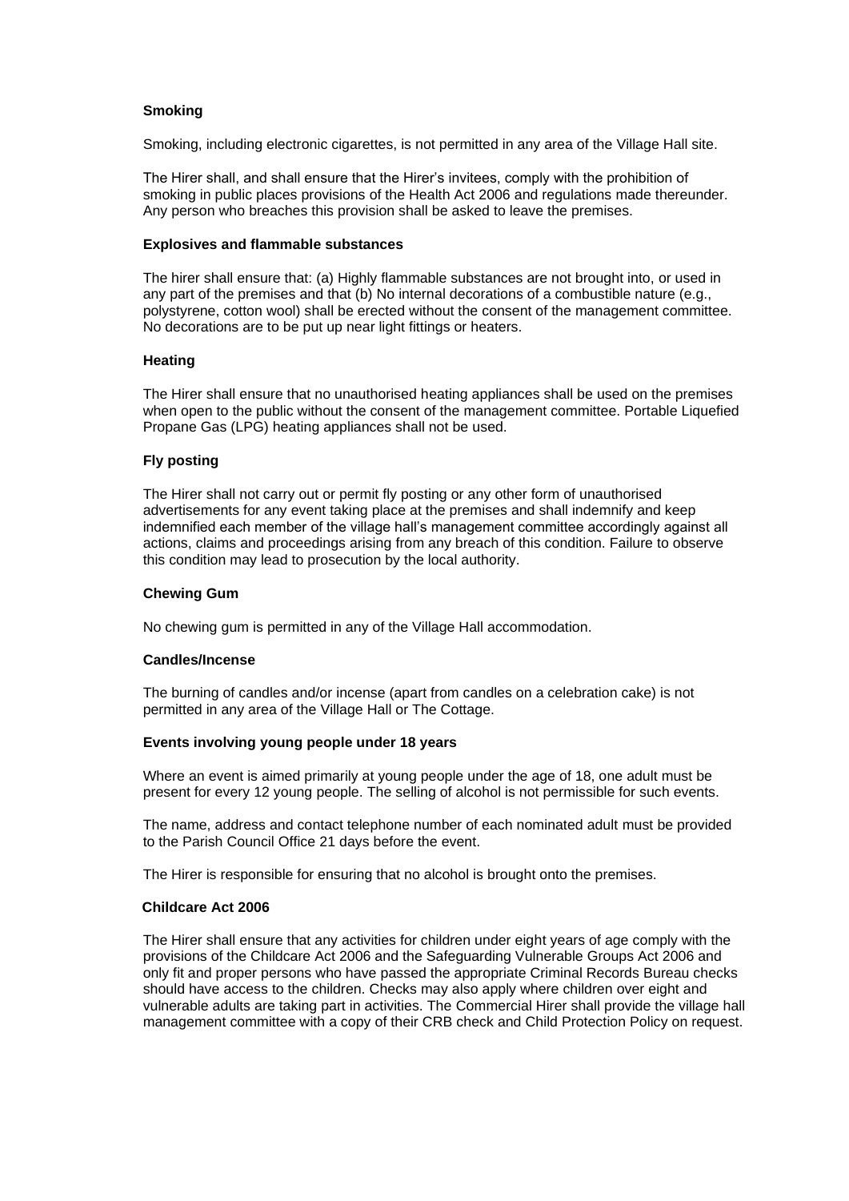**Smoking**

Smoking, including electronic cigarettes, is not permitted in any area of the Village Hall site.

The Hirer shall, and shall ensure that the Hirer's invitees, comply with the prohibition of smoking in public places provisions of the Health Act 2006 and regulations made thereunder. Any person who breaches this provision shall be asked to leave the premises.

**Explosives and flammable substances**

The hirer shall ensure that: (a) Highly flammable substances are not brought into, or used in any part of the premises and that (b) No internal decorations of a combustible nature (e.g., polystyrene, cotton wool) shall be erected without the consent of the management committee. No decorations are to be put up near light fittings or heaters.

**Heating**

The Hirer shall ensure that no unauthorised heating appliances shall be used on the premises when open to the public without the consent of the management committee. Portable Liquefied Propane Gas (LPG) heating appliances shall not be used.

**Fly posting**

The Hirer shall not carry out or permit fly posting or any other form of unauthorised advertisements for any event taking place at the premises and shall indemnify and keep indemnified each member of the village hall's management committee accordingly against all actions, claims and proceedings arising from any breach of this condition. Failure to observe this condition may lead to prosecution by the local authority.

**Chewing Gum**

No chewing gum is permitted in any of the Village Hall accommodation.

**Candles/Incense**

The burning of candles and/or incense (apart from candles on a celebration cake) is not permitted in any area of the Village Hall or The Cottage.

**Events involving young people under 18 years**

Where an event is aimed primarily at young people under the age of 18, one adult must be present for every 12 young people. The selling of alcohol is not permissible for such events.

The name, address and contact telephone number of each nominated adult must be provided to the Parish Council Office 21 days before the event.

The Hirer is responsible for ensuring that no alcohol is brought onto the premises.

**Childcare Act 2006**

The Hirer shall ensure that any activities for children under eight years of age comply with the provisions of the Childcare Act 2006 and the Safeguarding Vulnerable Groups Act 2006 and only fit and proper persons who have passed the appropriate Criminal Records Bureau checks should have access to the children. Checks may also apply where children over eight and vulnerable adults are taking part in activities. The Commercial Hirer shall provide the village hall management committee with a copy of their CRB check and Child Protection Policy on request.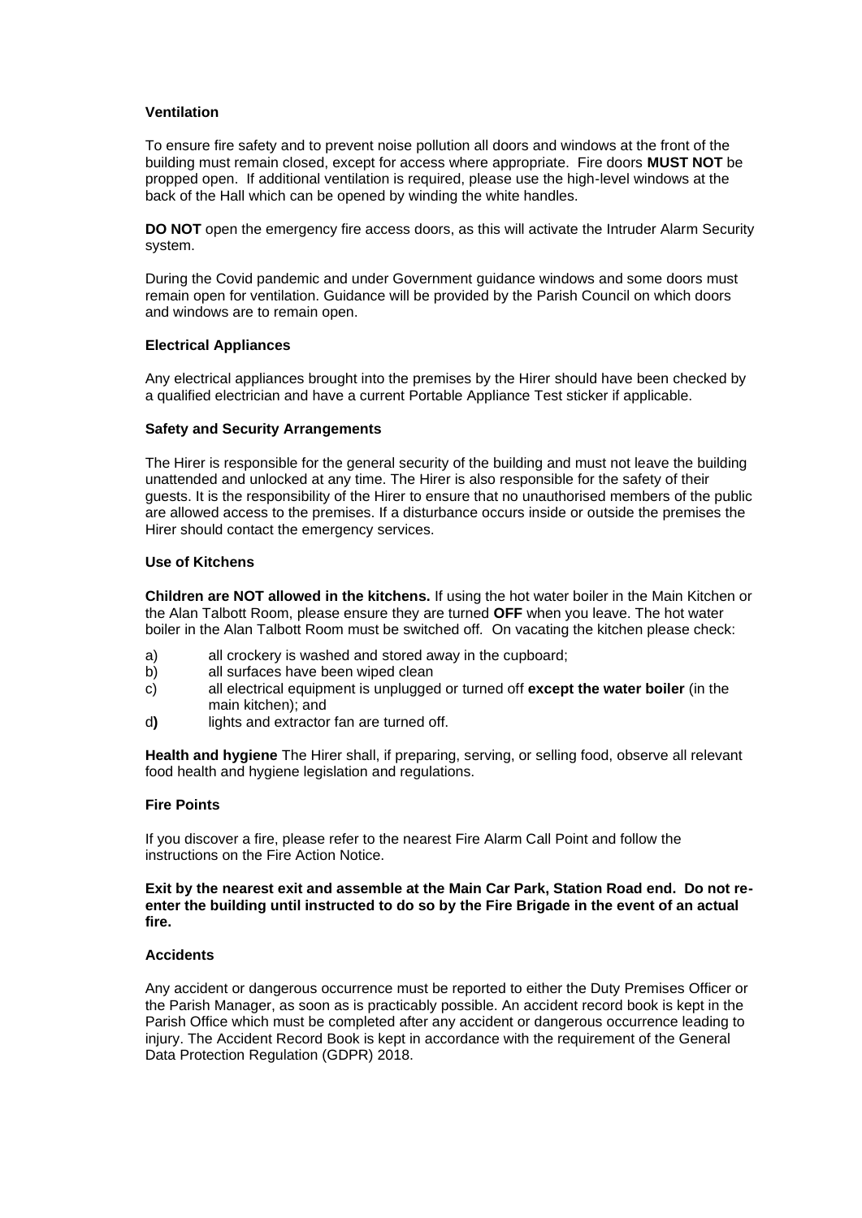### Ventilation

To ensure fire safety and to prevent noise pollution all doors and windows at the front of the building must remain closed, except for access where appropriate. Fire doors **MUST NOT** be propped open. If additional ventilation is required, please use the high-level windows at the back of the Hall which can be opened by winding the white handles.

**DO NOT** open the emergency fire access doors, as this will activate the Intruder Alarm Security system.

During the Covid pandemic and under Government guidance windows and some doors must remain open for ventilation. Guidance will be provided by the Parish Council on which doors and windows are to remain open.

### Electrical Appliances

Any electrical appliances brought into the premises by the Hirer should have been checked by a qualified electrician and have a current Portable Appliance Test sticker if applicable.

### Safety and Security Arrangements

The Hirer is responsible for the general security of the building and must not leave the building unattended and unlocked at any time. The Hirer is also responsible for the safety of their guests. It is the responsibility of the Hirer to ensure that no unauthorised members of the public are allowed access to the premises. If a disturbance occurs inside or outside the premises the Hirer should contact the emergency services.

### Use of Kitchens

**Children are NOT allowed in the kitchens.** If using the hot water boiler in the Main Kitchen or the Alan Talbott Room, please ensure they are turned **OFF** when you leave. The hot water boiler in the Alan Talbott Room must be switched off. On vacating the kitchen please check:

a) all crockery is washed and stored away in the cupboard;
b) all surfaces have been wiped clean
c) all electrical equipment is unplugged or turned off **except the water boiler** (in the main kitchen); and
d**)** lights and extractor fan are turned off.

**Health and hygiene** The Hirer shall, if preparing, serving, or selling food, observe all relevant food health and hygiene legislation and regulations.

### Fire Points

If you discover a fire, please refer to the nearest Fire Alarm Call Point and follow the instructions on the Fire Action Notice.

**Exit by the nearest exit and assemble at the Main Car Park, Station Road end. Do not re-enter the building until instructed to do so by the Fire Brigade in the event of an actual fire.**

### Accidents

Any accident or dangerous occurrence must be reported to either the Duty Premises Officer or the Parish Manager, as soon as is practicably possible. An accident record book is kept in the Parish Office which must be completed after any accident or dangerous occurrence leading to injury. The Accident Record Book is kept in accordance with the requirement of the General Data Protection Regulation (GDPR) 2018.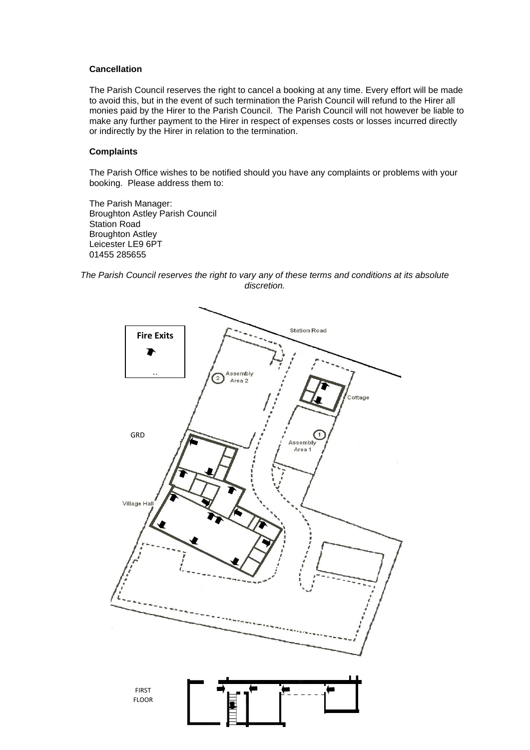**Cancellation**

The Parish Council reserves the right to cancel a booking at any time. Every effort will be made to avoid this, but in the event of such termination the Parish Council will refund to the Hirer all monies paid by the Hirer to the Parish Council. The Parish Council will not however be liable to make any further payment to the Hirer in respect of expenses costs or losses incurred directly or indirectly by the Hirer in relation to the termination.

**Complaints**

The Parish Office wishes to be notified should you have any complaints or problems with your booking. Please address them to:

The Parish Manager:
Broughton Astley Parish Council
Station Road
Broughton Astley
Leicester LE9 6PT
01455 285655

*The Parish Council reserves the right to vary any of these terms and conditions at its absolute discretion.*

**Fire Exits**

Station Road

Assembly Area 2

Cottage

GRD

Assembly Area 1

Village Hall

FIRST FLOOR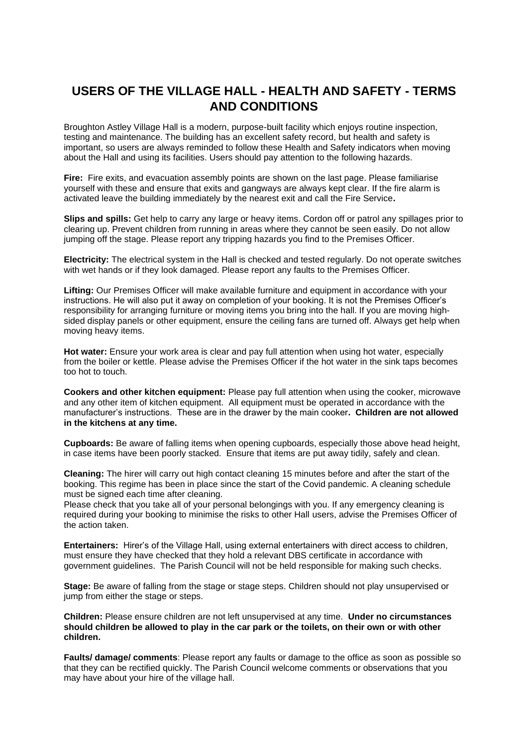# USERS OF THE VILLAGE HALL - HEALTH AND SAFETY - TERMS AND CONDITIONS

Broughton Astley Village Hall is a modern, purpose-built facility which enjoys routine inspection, testing and maintenance. The building has an excellent safety record, but health and safety is important, so users are always reminded to follow these Health and Safety indicators when moving about the Hall and using its facilities. Users should pay attention to the following hazards.

**Fire:** Fire exits, and evacuation assembly points are shown on the last page. Please familiarise yourself with these and ensure that exits and gangways are always kept clear. If the fire alarm is activated leave the building immediately by the nearest exit and call the Fire Service**.**

**Slips and spills:** Get help to carry any large or heavy items. Cordon off or patrol any spillages prior to clearing up. Prevent children from running in areas where they cannot be seen easily. Do not allow jumping off the stage. Please report any tripping hazards you find to the Premises Officer.

**Electricity:** The electrical system in the Hall is checked and tested regularly. Do not operate switches with wet hands or if they look damaged. Please report any faults to the Premises Officer.

**Lifting:** Our Premises Officer will make available furniture and equipment in accordance with your instructions. He will also put it away on completion of your booking. It is not the Premises Officer's responsibility for arranging furniture or moving items you bring into the hall. If you are moving high-sided display panels or other equipment, ensure the ceiling fans are turned off. Always get help when moving heavy items.

**Hot water:** Ensure your work area is clear and pay full attention when using hot water, especially from the boiler or kettle. Please advise the Premises Officer if the hot water in the sink taps becomes too hot to touch.

**Cookers and other kitchen equipment:** Please pay full attention when using the cooker, microwave and any other item of kitchen equipment. All equipment must be operated in accordance with the manufacturer's instructions. These are in the drawer by the main cooker**. Children are not allowed in the kitchens at any time.**

**Cupboards:** Be aware of falling items when opening cupboards, especially those above head height, in case items have been poorly stacked. Ensure that items are put away tidily, safely and clean.

**Cleaning:** The hirer will carry out high contact cleaning 15 minutes before and after the start of the booking. This regime has been in place since the start of the Covid pandemic. A cleaning schedule must be signed each time after cleaning.

Please check that you take all of your personal belongings with you. If any emergency cleaning is required during your booking to minimise the risks to other Hall users, advise the Premises Officer of the action taken.

**Entertainers:** Hirer's of the Village Hall, using external entertainers with direct access to children, must ensure they have checked that they hold a relevant DBS certificate in accordance with government guidelines. The Parish Council will not be held responsible for making such checks.

**Stage:** Be aware of falling from the stage or stage steps. Children should not play unsupervised or jump from either the stage or steps.

**Children:** Please ensure children are not left unsupervised at any time. **Under no circumstances should children be allowed to play in the car park or the toilets, on their own or with other children.**

**Faults/ damage/ comments**: Please report any faults or damage to the office as soon as possible so that they can be rectified quickly. The Parish Council welcome comments or observations that you may have about your hire of the village hall.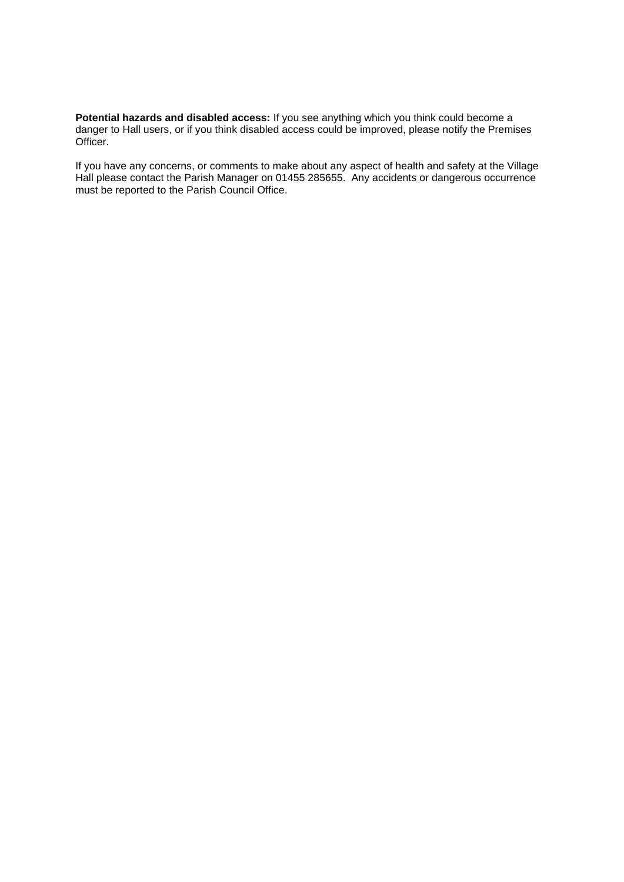**Potential hazards and disabled access:** If you see anything which you think could become a danger to Hall users, or if you think disabled access could be improved, please notify the Premises Officer.

If you have any concerns, or comments to make about any aspect of health and safety at the Village Hall please contact the Parish Manager on 01455 285655. Any accidents or dangerous occurrence must be reported to the Parish Council Office.